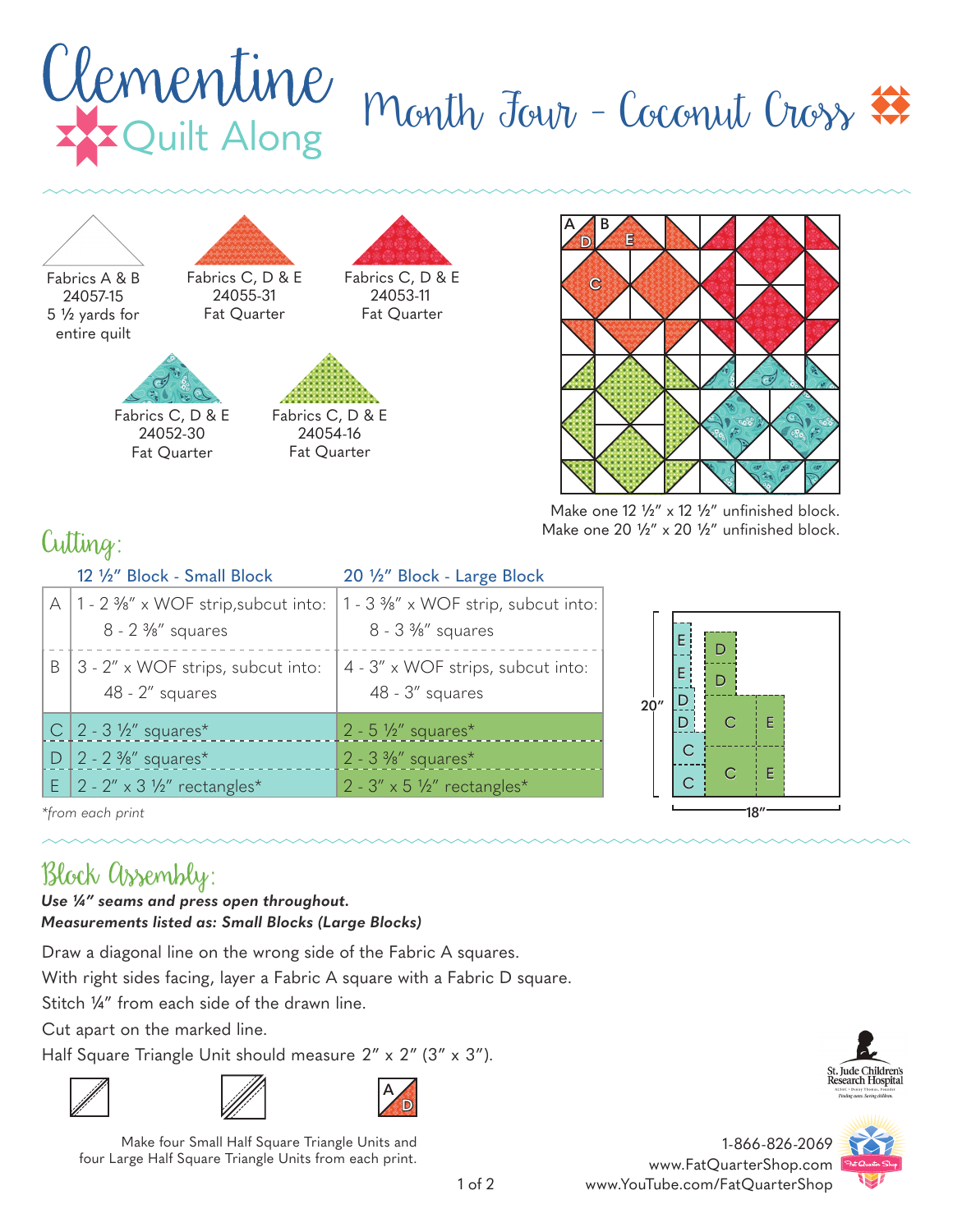# Clementine Quilt Along

## Month Four - Coconut Cross

Fabrics A & B
24057-15
5 ½ yards for entire quilt

Fabrics C, D & E
24055-31
Fat Quarter

Fabrics C, D & E
24053-11
Fat Quarter

Fabrics C, D & E
24052-30
Fat Quarter

Fabrics C, D & E
24054-16
Fat Quarter

Make one 12 ½" x 12 ½" unfinished block.
Make one 20 ½" x 20 ½" unfinished block.

## Cutting:

| | 12 ½" Block - Small Block | 20 ½" Block - Large Block |
|---|---|---|
| A | 1 - 2 ⅜" x WOF strip,subcut into: 8 - 2 ⅜" squares | 1 - 3 ⅜" x WOF strip, subcut into: 8 - 3 ⅜" squares |
| B | 3 - 2" x WOF strips, subcut into: 48 - 2" squares | 4 - 3" x WOF strips, subcut into: 48 - 3" squares |
| C | 2 - 3 ½" squares* | 2 - 5 ½" squares* |
| D | 2 - 2 ⅜" squares* | 2 - 3 ⅜" squares* |
| E | 2 - 2" x 3 ½" rectangles* | 2 - 3" x 5 ½" rectangles* |

*from each print

## Block Assembly:

***Use ¼" seams and press open throughout.***
***Measurements listed as: Small Blocks (Large Blocks)***

Draw a diagonal line on the wrong side of the Fabric A squares.
With right sides facing, layer a Fabric A square with a Fabric D square.
Stitch ¼" from each side of the drawn line.
Cut apart on the marked line.
Half Square Triangle Unit should measure 2" x 2" (3" x 3").

Make four Small Half Square Triangle Units and four Large Half Square Triangle Units from each print.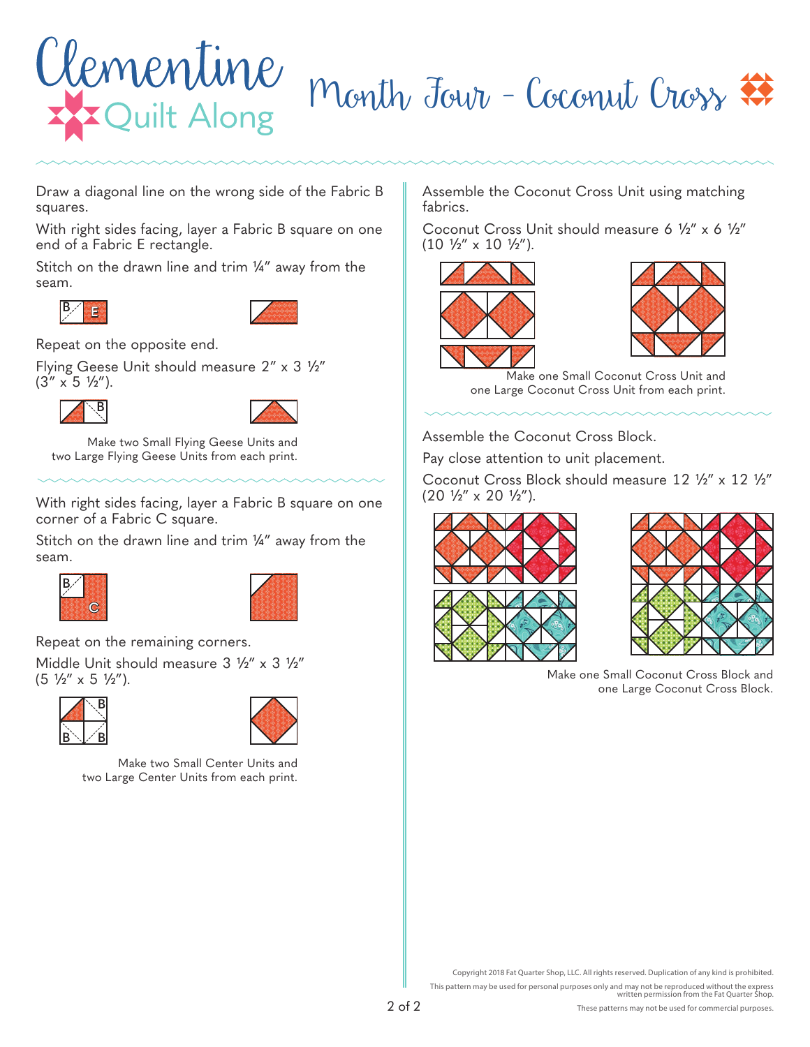# Clementine Quilt Along

## Month Four - Coconut Cross

Draw a diagonal line on the wrong side of the Fabric B squares.

With right sides facing, layer a Fabric B square on one end of a Fabric E rectangle.

Stitch on the drawn line and trim ¼" away from the seam.

B E

Repeat on the opposite end.

Flying Geese Unit should measure 2" x 3 ½" (3" x 5 ½").

B

Make two Small Flying Geese Units and two Large Flying Geese Units from each print.

With right sides facing, layer a Fabric B square on one corner of a Fabric C square.

Stitch on the drawn line and trim ¼" away from the seam.

B C

Repeat on the remaining corners.

Middle Unit should measure 3 ½" x 3 ½" (5 ½" x 5 ½").

B B B

Make two Small Center Units and two Large Center Units from each print.

Assemble the Coconut Cross Unit using matching fabrics.

Coconut Cross Unit should measure 6 ½" x 6 ½" (10 ½" x 10 ½").

Make one Small Coconut Cross Unit and one Large Coconut Cross Unit from each print.

Assemble the Coconut Cross Block.

Pay close attention to unit placement.

Coconut Cross Block should measure 12 ½" x 12 ½" (20 ½" x 20 ½").

Make one Small Coconut Cross Block and one Large Coconut Cross Block.

Copyright 2018 Fat Quarter Shop, LLC. All rights reserved. Duplication of any kind is prohibited.

This pattern may be used for personal purposes only and may not be reproduced without the express written permission from the Fat Quarter Shop.

These patterns may not be used for commercial purposes.